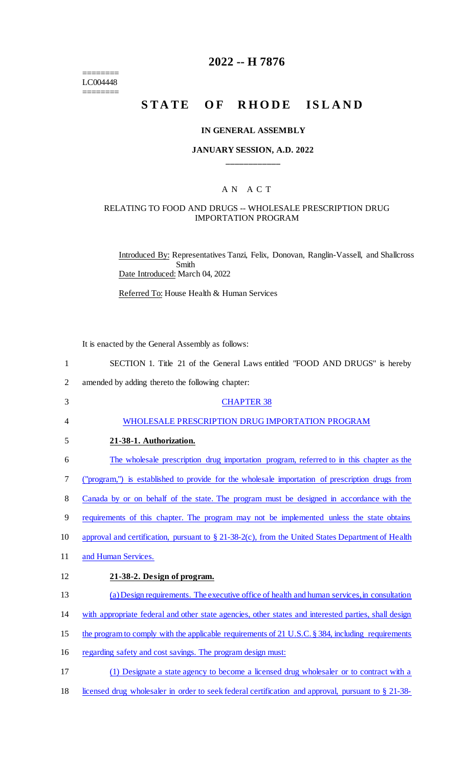========
LC004448
========

# 2022 -- H 7876

# STATE OF RHODE ISLAND

**IN GENERAL ASSEMBLY**

**JANUARY SESSION, A.D. 2022**

\_\_\_\_\_\_\_\_\_\_\_\_

## A N A C T

RELATING TO FOOD AND DRUGS -- WHOLESALE PRESCRIPTION DRUG IMPORTATION PROGRAM

Introduced By: Representatives Tanzi, Felix, Donovan, Ranglin-Vassell, and Shallcross Smith

Date Introduced: March 04, 2022

Referred To: House Health & Human Services

It is enacted by the General Assembly as follows:

1 SECTION 1. Title 21 of the General Laws entitled "FOOD AND DRUGS" is hereby
2 amended by adding thereto the following chapter:

3 CHAPTER 38

4 WHOLESALE PRESCRIPTION DRUG IMPORTATION PROGRAM

5 **21-38-1. Authorization.**

6 The wholesale prescription drug importation program, referred to in this chapter as the
7 ("program,") is established to provide for the wholesale importation of prescription drugs from
8 Canada by or on behalf of the state. The program must be designed in accordance with the
9 requirements of this chapter. The program may not be implemented unless the state obtains
10 approval and certification, pursuant to § 21-38-2(c), from the United States Department of Health
11 and Human Services.

12 **21-38-2. Design of program.**

13 (a) Design requirements. The executive office of health and human services, in consultation
14 with appropriate federal and other state agencies, other states and interested parties, shall design
15 the program to comply with the applicable requirements of 21 U.S.C. § 384, including requirements
16 regarding safety and cost savings. The program design must:

17 (1) Designate a state agency to become a licensed drug wholesaler or to contract with a
18 licensed drug wholesaler in order to seek federal certification and approval, pursuant to § 21-38-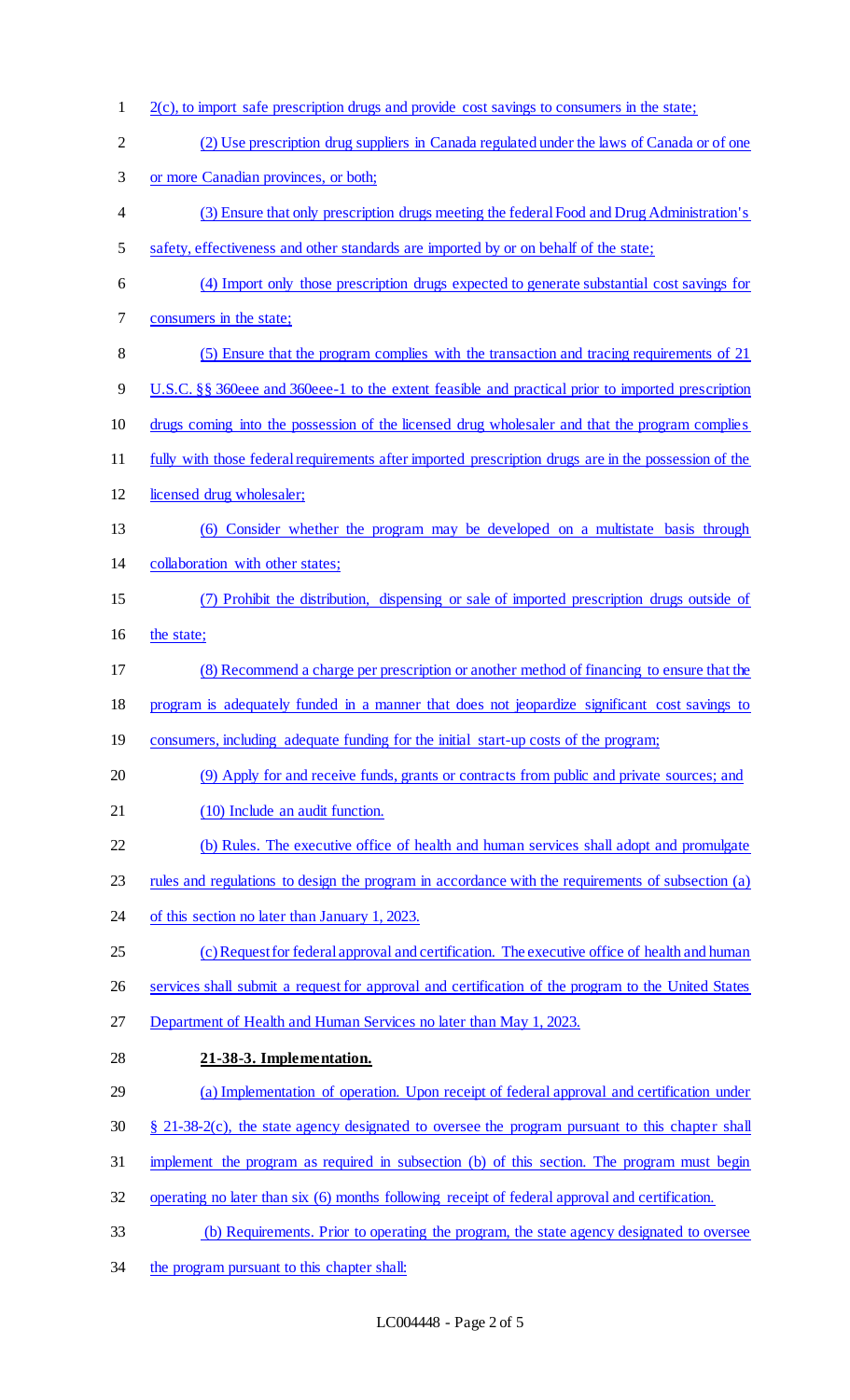2(c), to import safe prescription drugs and provide cost savings to consumers in the state;

(2) Use prescription drug suppliers in Canada regulated under the laws of Canada or of one or more Canadian provinces, or both;

(3) Ensure that only prescription drugs meeting the federal Food and Drug Administration's safety, effectiveness and other standards are imported by or on behalf of the state;

(4) Import only those prescription drugs expected to generate substantial cost savings for consumers in the state;

(5) Ensure that the program complies with the transaction and tracing requirements of 21 U.S.C. §§ 360eee and 360eee-1 to the extent feasible and practical prior to imported prescription drugs coming into the possession of the licensed drug wholesaler and that the program complies fully with those federal requirements after imported prescription drugs are in the possession of the licensed drug wholesaler;

(6) Consider whether the program may be developed on a multistate basis through collaboration with other states;

(7) Prohibit the distribution, dispensing or sale of imported prescription drugs outside of the state;

(8) Recommend a charge per prescription or another method of financing to ensure that the program is adequately funded in a manner that does not jeopardize significant cost savings to consumers, including adequate funding for the initial start-up costs of the program;

(9) Apply for and receive funds, grants or contracts from public and private sources; and

(10) Include an audit function.

(b) Rules. The executive office of health and human services shall adopt and promulgate rules and regulations to design the program in accordance with the requirements of subsection (a) of this section no later than January 1, 2023.

(c) Request for federal approval and certification. The executive office of health and human services shall submit a request for approval and certification of the program to the United States Department of Health and Human Services no later than May 1, 2023.

**21-38-3. Implementation.**

(a) Implementation of operation. Upon receipt of federal approval and certification under § 21-38-2(c), the state agency designated to oversee the program pursuant to this chapter shall implement the program as required in subsection (b) of this section. The program must begin operating no later than six (6) months following receipt of federal approval and certification.

(b) Requirements. Prior to operating the program, the state agency designated to oversee the program pursuant to this chapter shall: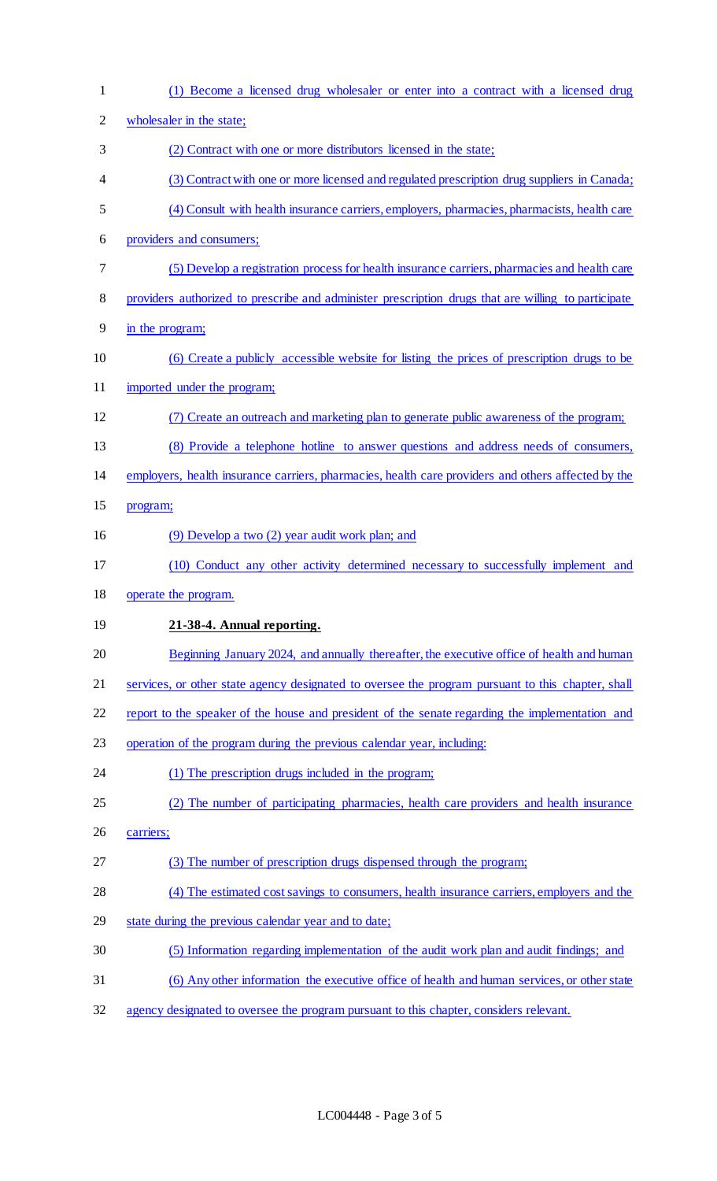(1) Become a licensed drug wholesaler or enter into a contract with a licensed drug wholesaler in the state;

(2) Contract with one or more distributors licensed in the state;

(3) Contract with one or more licensed and regulated prescription drug suppliers in Canada;

(4) Consult with health insurance carriers, employers, pharmacies, pharmacists, health care providers and consumers;

(5) Develop a registration process for health insurance carriers, pharmacies and health care providers authorized to prescribe and administer prescription drugs that are willing to participate in the program;

(6) Create a publicly accessible website for listing the prices of prescription drugs to be imported under the program;

(7) Create an outreach and marketing plan to generate public awareness of the program;

(8) Provide a telephone hotline to answer questions and address needs of consumers, employers, health insurance carriers, pharmacies, health care providers and others affected by the program;

(9) Develop a two (2) year audit work plan; and

(10) Conduct any other activity determined necessary to successfully implement and operate the program.

**21-38-4. Annual reporting.**

Beginning January 2024, and annually thereafter, the executive office of health and human services, or other state agency designated to oversee the program pursuant to this chapter, shall report to the speaker of the house and president of the senate regarding the implementation and operation of the program during the previous calendar year, including:

(1) The prescription drugs included in the program;

(2) The number of participating pharmacies, health care providers and health insurance carriers;

(3) The number of prescription drugs dispensed through the program;

(4) The estimated cost savings to consumers, health insurance carriers, employers and the state during the previous calendar year and to date;

(5) Information regarding implementation of the audit work plan and audit findings; and

(6) Any other information the executive office of health and human services, or other state agency designated to oversee the program pursuant to this chapter, considers relevant.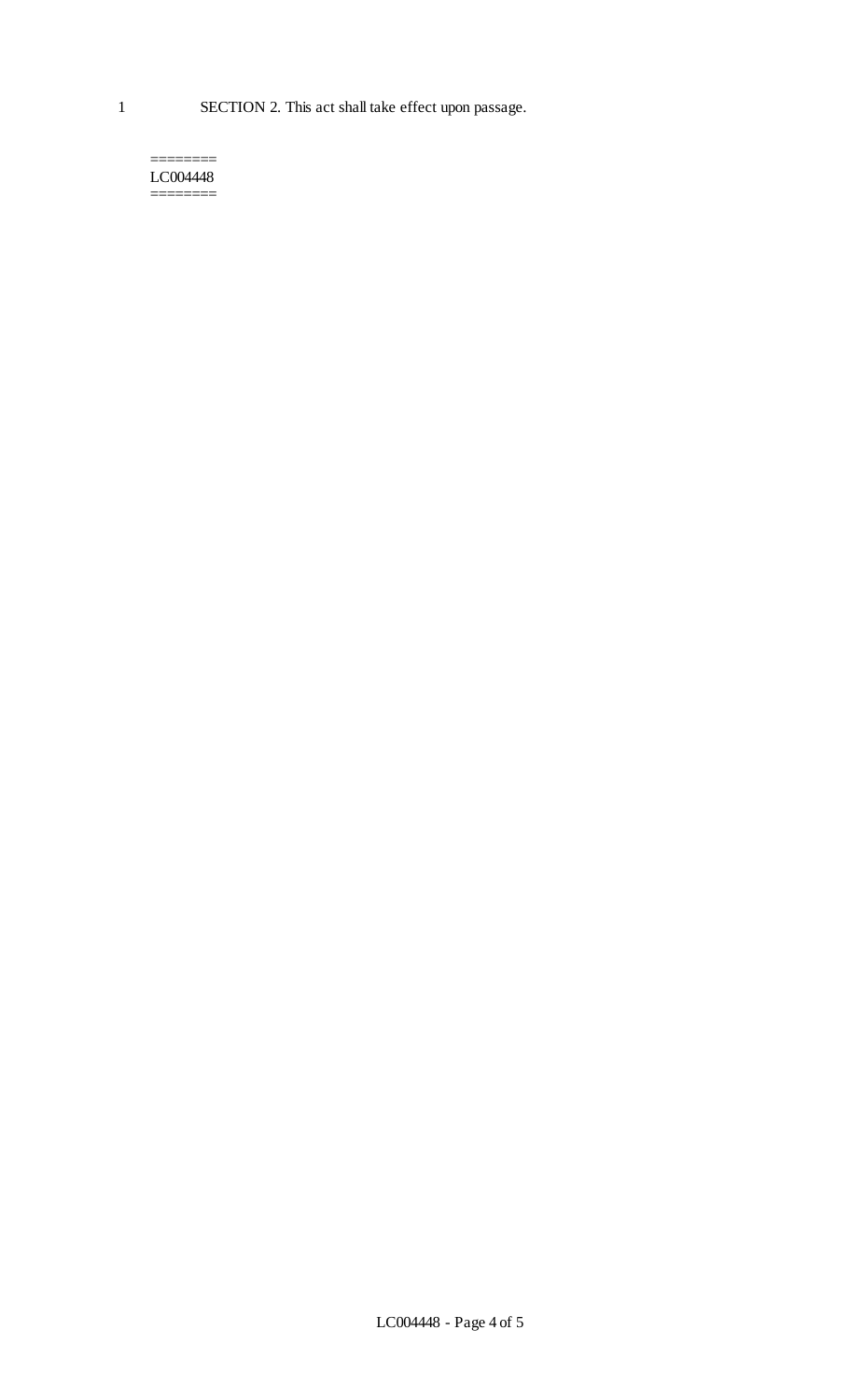SECTION 2. This act shall take effect upon passage.

========
LC004448
========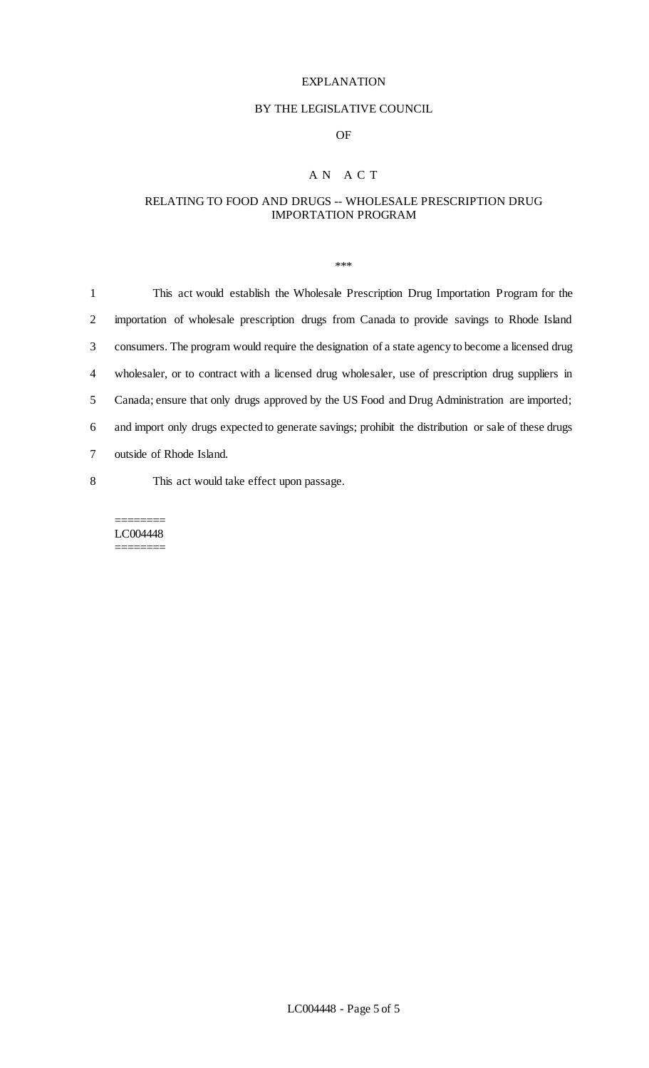EXPLANATION

BY THE LEGISLATIVE COUNCIL

OF

A N A C T

RELATING TO FOOD AND DRUGS -- WHOLESALE PRESCRIPTION DRUG IMPORTATION PROGRAM

\*\*\*

This act would establish the Wholesale Prescription Drug Importation Program for the importation of wholesale prescription drugs from Canada to provide savings to Rhode Island consumers. The program would require the designation of a state agency to become a licensed drug wholesaler, or to contract with a licensed drug wholesaler, use of prescription drug suppliers in Canada; ensure that only drugs approved by the US Food and Drug Administration are imported; and import only drugs expected to generate savings; prohibit the distribution or sale of these drugs outside of Rhode Island.

This act would take effect upon passage.

========
LC004448
========